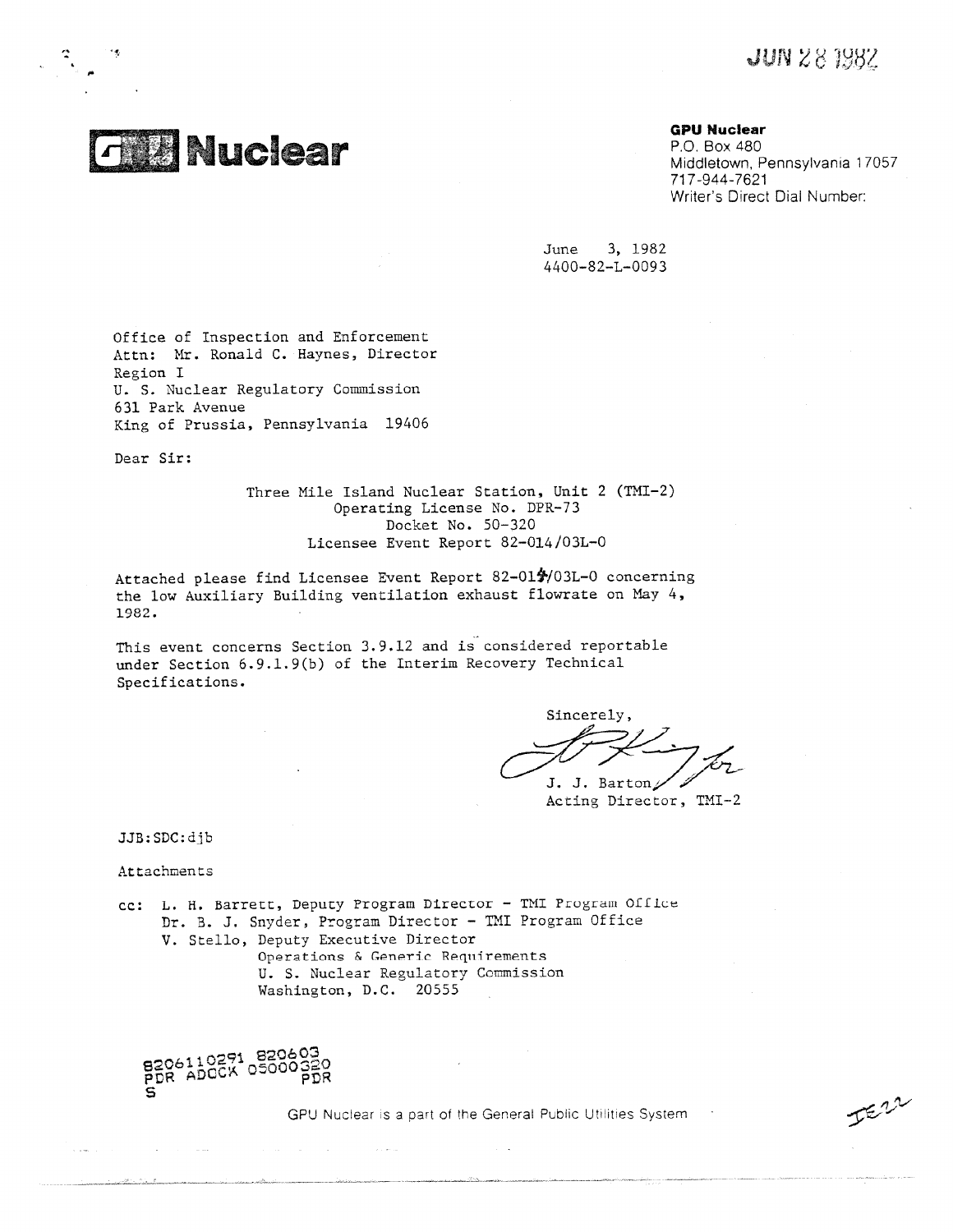JUN 28 1982

# GPU Nuclear

**GPU Nuclear**
P.O. Box 480
Middletown, Pennsylvania 17057
717-944-7621
Writer's Direct Dial Number:

June 3, 1982
4400-82-L-0093

Office of Inspection and Enforcement
Attn: Mr. Ronald C. Haynes, Director
Region I
U. S. Nuclear Regulatory Commission
631 Park Avenue
King of Prussia, Pennsylvania 19406

Dear Sir:

Three Mile Island Nuclear Station, Unit 2 (TMI-2)
Operating License No. DPR-73
Docket No. 50-320
Licensee Event Report 82-014/03L-0

Attached please find Licensee Event Report 82-014/03L-0 concerning the low Auxiliary Building ventilation exhaust flowrate on May 4, 1982.

This event concerns Section 3.9.12 and is considered reportable under Section 6.9.1.9(b) of the Interim Recovery Technical Specifications.

Sincerely,

J. J. Barton
Acting Director, TMI-2

JJB:SDC:djb

Attachments

cc: L. H. Barrett, Deputy Program Director - TMI Program Office
Dr. B. J. Snyder, Program Director - TMI Program Office
V. Stello, Deputy Executive Director
Operations & Generic Requirements
U. S. Nuclear Regulatory Commission
Washington, D.C. 20555

8206110291 820603
PDR ADOCK 05000320
S PDR

GPU Nuclear is a part of the General Public Utilities System

IE22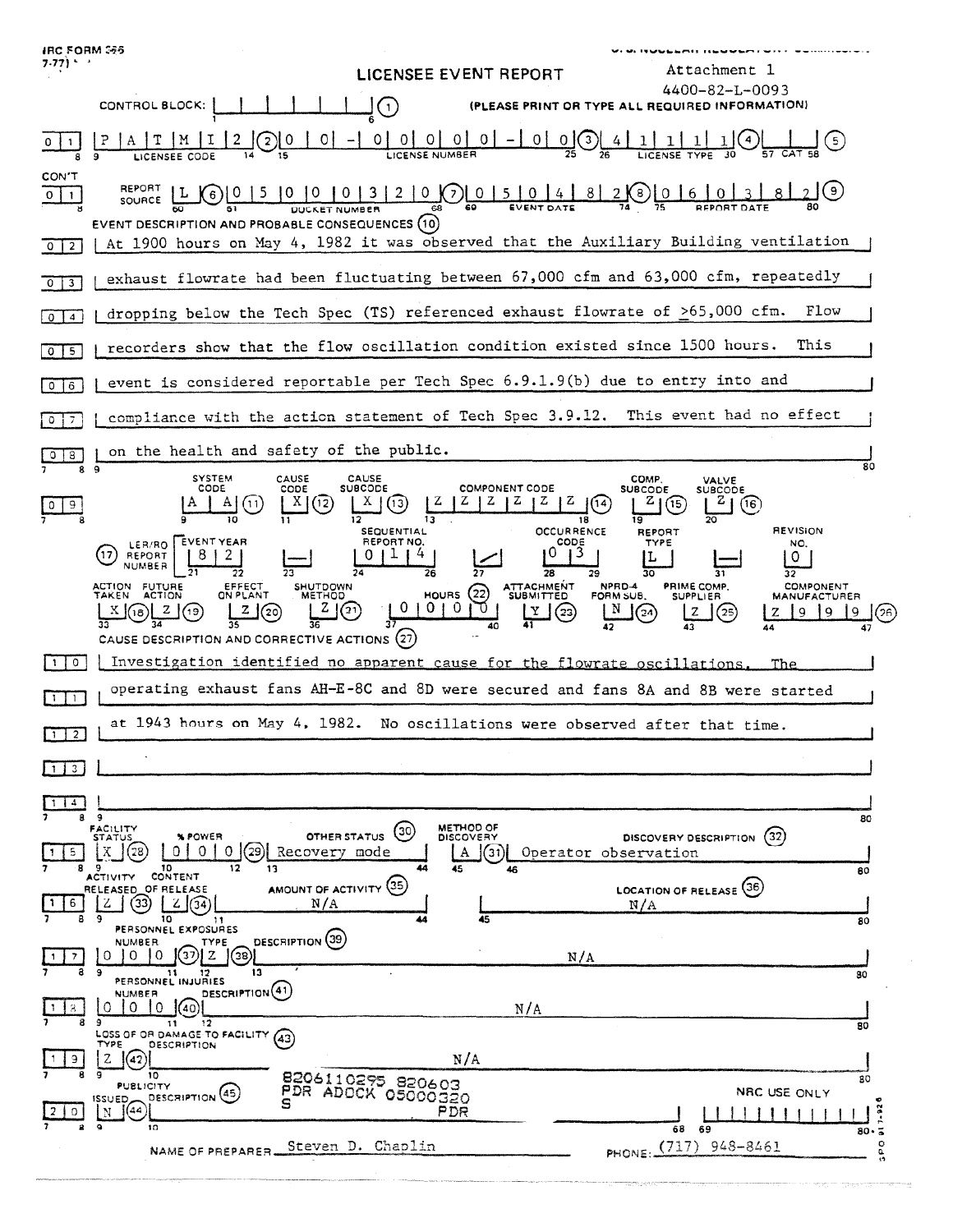NRC FORM 366 (7-77)

U.S. NUCLEAR REGULATORY COMMISSION

# LICENSEE EVENT REPORT

Attachment 1
4400-82-L-0093

CONTROL BLOCK: (1) (PLEASE PRINT OR TYPE ALL REQUIRED INFORMATION)

| Field | Value |
|---|---|
| Licensee Code | P A T M I 2 (2) |
| License Number | 0 0 - 0 0 0 0 0 - 0 0 (3) |
| License Type | 4 1 1 1 1 (4) |
| CAT | (5) |
| Report Source | L (6) |
| Docket Number | 0 5 0 0 0 3 2 0 (7) |
| Event Date | 0 5 0 4 8 2 (8) |
| Report Date | 0 6 0 3 8 2 (9) |

**EVENT DESCRIPTION AND PROBABLE CONSEQUENCES (10)**

At 1900 hours on May 4, 1982 it was observed that the Auxiliary Building ventilation exhaust flowrate had been fluctuating between 67,000 cfm and 63,000 cfm, repeatedly dropping below the Tech Spec (TS) referenced exhaust flowrate of ≥65,000 cfm. Flow recorders show that the flow oscillation condition existed since 1500 hours. This event is considered reportable per Tech Spec 6.9.1.9(b) due to entry into and compliance with the action statement of Tech Spec 3.9.12. This event had no effect on the health and safety of the public.

| System Code | Cause Code | Cause Subcode | Component Code | Comp. Subcode | Valve Subcode |
|---|---|---|---|---|---|
| A A (11) | X (12) | X (13) | Z Z Z Z Z Z (14) | Z (15) | Z (16) |

| LER/RO Report Number (17) | Event Year | | Sequential Report No. | | Occurrence Code | Report Type | | Revision No. |
|---|---|---|---|---|---|---|---|---|
| | 8 2 | — | 0 1 4 | / | 0 3 | L | — | 0 |

| Action Taken | Future Action | Effect on Plant | Shutdown Method | Hours (22) | Attachment Submitted | NPRD-4 Form Sub. | Prime Comp. Supplier | Component Manufacturer |
|---|---|---|---|---|---|---|---|---|
| X (18) | Z (19) | Z (20) | Z (21) | 0 0 0 0 | Y (23) | N (24) | Z (25) | Z 9 9 9 (26) |

**CAUSE DESCRIPTION AND CORRECTIVE ACTIONS (27)**

Investigation identified no apparent cause for the flowrate oscillations. The operating exhaust fans AH-E-8C and 8D were secured and fans 8A and 8B were started at 1943 hours on May 4, 1982. No oscillations were observed after that time.

| Facility Status | % Power | Other Status (30) | Method of Discovery | Discovery Description (32) |
|---|---|---|---|---|
| X (28) | 0 0 0 (29) | Recovery mode | A (31) | Operator observation |

| Activity Released | Content of Release | Amount of Activity (35) | Location of Release (36) |
|---|---|---|---|
| Z (33) | Z (34) | N/A | N/A |

| Personnel Exposures Number | Type | Description (39) |
|---|---|---|
| 0 0 0 (37) | Z (38) | N/A |

| Personnel Injuries Number | Description (41) |
|---|---|
| 0 0 0 (40) | N/A |

| Loss of or Damage to Facility (43) Type | Description |
|---|---|
| Z (42) | N/A |

| Publicity Issued | Description (45) |
|---|---|
| N (44) | |

8206110295 820603
PDR ADOCK 05000320
S PDR

NRC USE ONLY

NAME OF PREPARER Steven D. Chaplin PHONE: (717) 948-8461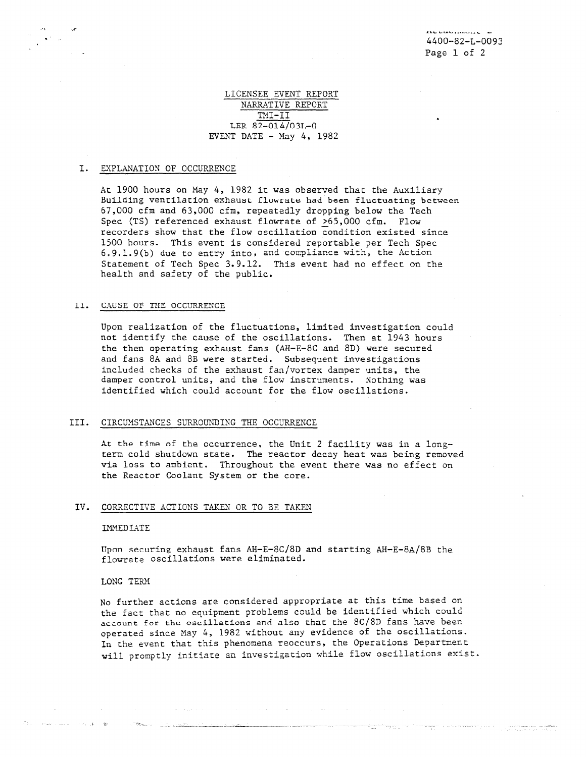Attachment 2
4400-82-L-0093
Page 1 of 2

LICENSEE EVENT REPORT
NARRATIVE REPORT
TMI-II
LER 82-014/03L-0
EVENT DATE - May 4, 1982

## I. EXPLANATION OF OCCURRENCE

At 1900 hours on May 4, 1982 it was observed that the Auxiliary Building ventilation exhaust flowrate had been fluctuating between 67,000 cfm and 63,000 cfm, repeatedly dropping below the Tech Spec (TS) referenced exhaust flowrate of $\geq$65,000 cfm. Flow recorders show that the flow oscillation condition existed since 1500 hours. This event is considered reportable per Tech Spec 6.9.1.9(b) due to entry into, and compliance with, the Action Statement of Tech Spec 3.9.12. This event had no effect on the health and safety of the public.

## II. CAUSE OF THE OCCURRENCE

Upon realization of the fluctuations, limited investigation could not identify the cause of the oscillations. Then at 1943 hours the then operating exhaust fans (AH-E-8C and 8D) were secured and fans 8A and 8B were started. Subsequent investigations included checks of the exhaust fan/vortex damper units, the damper control units, and the flow instruments. Nothing was identified which could account for the flow oscillations.

## III. CIRCUMSTANCES SURROUNDING THE OCCURRENCE

At the time of the occurrence, the Unit 2 facility was in a long-term cold shutdown state. The reactor decay heat was being removed via loss to ambient. Throughout the event there was no effect on the Reactor Coolant System or the core.

## IV. CORRECTIVE ACTIONS TAKEN OR TO BE TAKEN

IMMEDIATE

Upon securing exhaust fans AH-E-8C/8D and starting AH-E-8A/8B the flowrate oscillations were eliminated.

LONG TERM

No further actions are considered appropriate at this time based on the fact that no equipment problems could be identified which could account for the oscillations and also that the 8C/8D fans have been operated since May 4, 1982 without any evidence of the oscillations. In the event that this phenomena reoccurs, the Operations Department will promptly initiate an investigation while flow oscillations exist.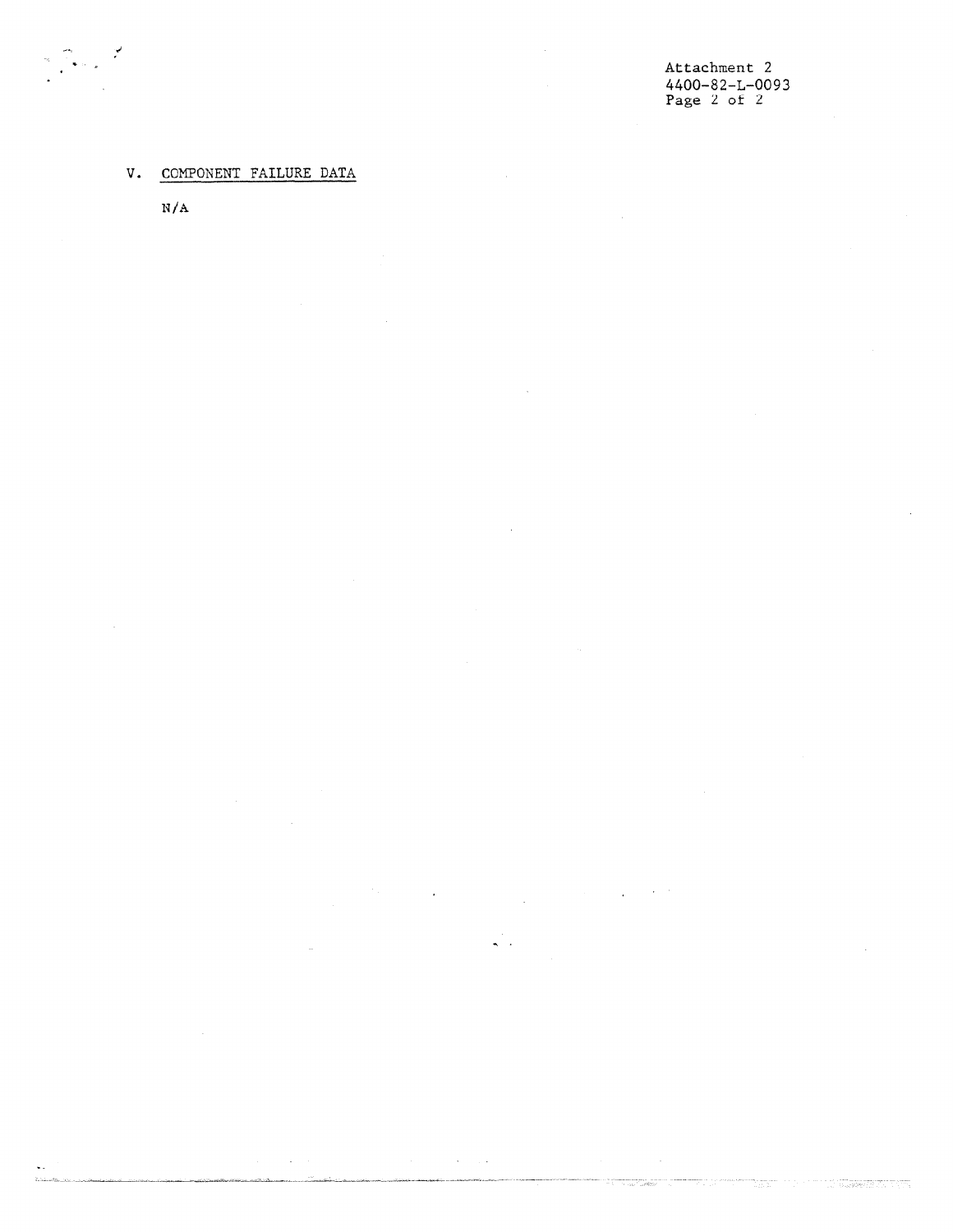Attachment 2
4400-82-L-0093

## V. COMPONENT FAILURE DATA

N/A